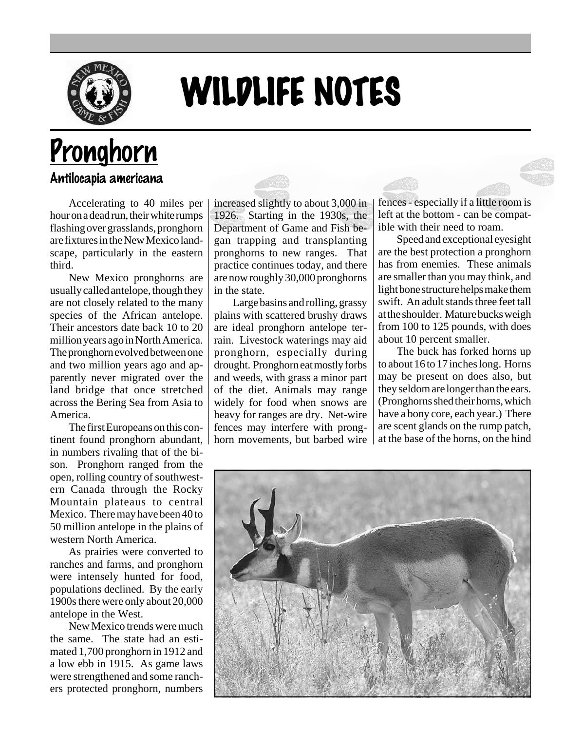# WILDLIFE NOTES

## Pronghorn

### *Antilocapia americana*

Accelerating to 40 miles per hour on a dead run, their white rumps flashing over grasslands, pronghorn are fixtures in the New Mexico landscape, particularly in the eastern third.

New Mexico pronghorns are usually called antelope, though they are not closely related to the many species of the African antelope. Their ancestors date back 10 to 20 million years ago in North America. The pronghorn evolved between one and two million years ago and apparently never migrated over the land bridge that once stretched across the Bering Sea from Asia to America.

The first Europeans on this continent found pronghorn abundant, in numbers rivaling that of the bison. Pronghorn ranged from the open, rolling country of southwestern Canada through the Rocky Mountain plateaus to central Mexico. There may have been 40 to 50 million antelope in the plains of western North America.

As prairies were converted to ranches and farms, and pronghorn were intensely hunted for food, populations declined. By the early 1900s there were only about 20,000 antelope in the West.

New Mexico trends were much the same. The state had an estimated 1,700 pronghorn in 1912 and a low ebb in 1915. As game laws were strengthened and some ranchers protected pronghorn, numbers increased slightly to about 3,000 in 1926. Starting in the 1930s, the Department of Game and Fish began trapping and transplanting pronghorns to new ranges. That practice continues today, and there are now roughly 30,000 pronghorns in the state.

Large basins and rolling, grassy plains with scattered brushy draws are ideal pronghorn antelope terrain. Livestock waterings may aid pronghorn, especially during drought. Pronghorn eat mostly forbs and weeds, with grass a minor part of the diet. Animals may range widely for food when snows are heavy for ranges are dry. Net-wire fences may interfere with pronghorn movements, but barbed wire fences - especially if a little room is left at the bottom - can be compatible with their need to roam.

Speed and exceptional eyesight are the best protection a pronghorn has from enemies. These animals are smaller than you may think, and light bone structure helps make them swift. An adult stands three feet tall at the shoulder. Mature bucks weigh from 100 to 125 pounds, with does about 10 percent smaller.

The buck has forked horns up to about 16 to 17 inches long. Horns may be present on does also, but they seldom are longer than the ears. (Pronghorns shed their horns, which have a bony core, each year.) There are scent glands on the rump patch, at the base of the horns, on the hind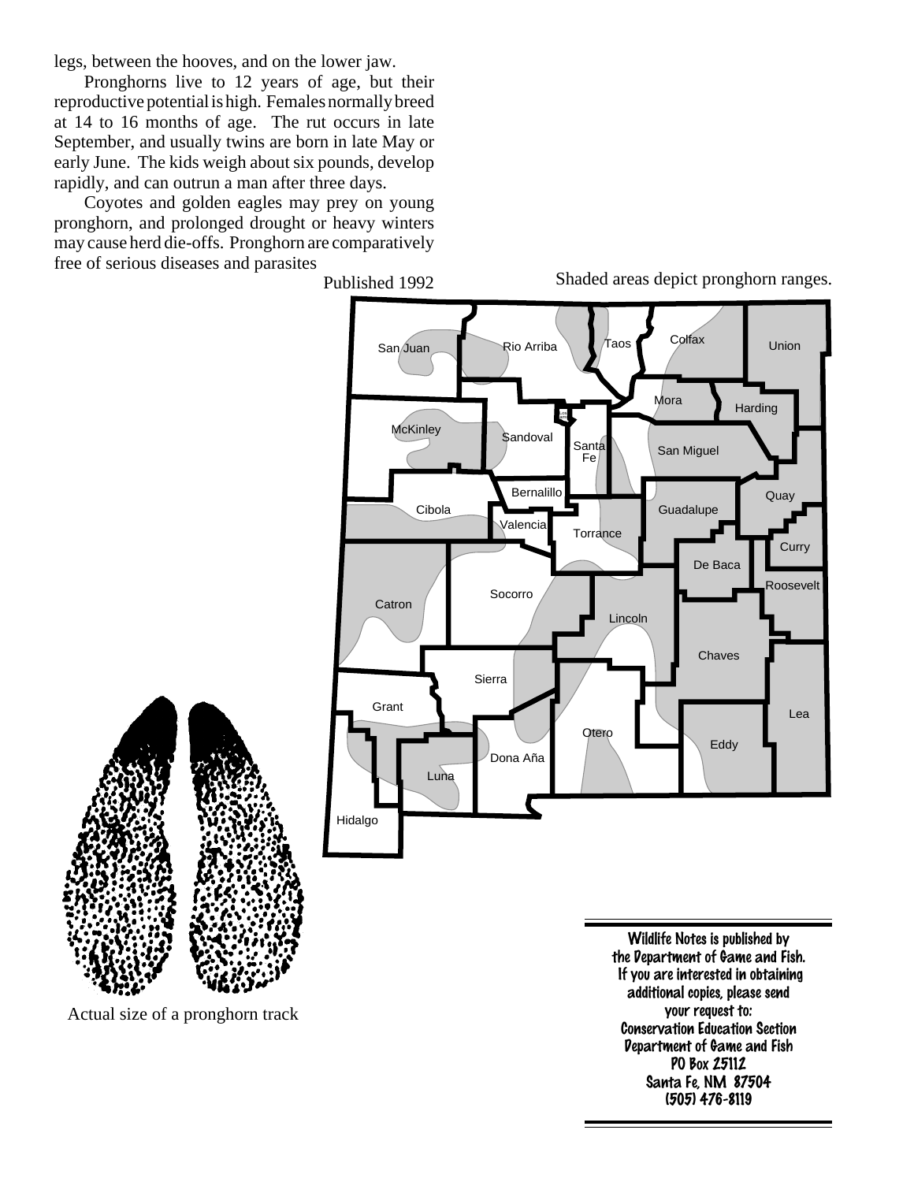legs, between the hooves, and on the lower jaw.

Pronghorns live to 12 years of age, but their reproductive potential is high. Females normally breed at 14 to 16 months of age. The rut occurs in late September, and usually twins are born in late May or early June. The kids weigh about six pounds, develop rapidly, and can outrun a man after three days.

Coyotes and golden eagles may prey on young pronghorn, and prolonged drought or heavy winters may cause herd die-offs. Pronghorn are comparatively free of serious diseases and parasites

Published 1992

Shaded areas depict pronghorn ranges.

San Juan
Rio Arriba
Taos
Colfax
Union
Mora
Harding
McKinley
Sandoval
Santa Fe
San Miguel
Bernalillo
Quay
Cibola
Valencia
Torrance
Guadalupe
Curry
De Baca
Roosevelt
Catron
Socorro
Lincoln
Chaves
Sierra
Grant
Otero
Eddy
Lea
Dona Aña
Luna
Hidalgo

Actual size of a pronghorn track

Wildlife Notes is published by the Department of Game and Fish. If you are interested in obtaining additional copies, please send your request to:
Conservation Education Section
Department of Game and Fish
PO Box 25112
Santa Fe, NM 87504
(505) 476-8119